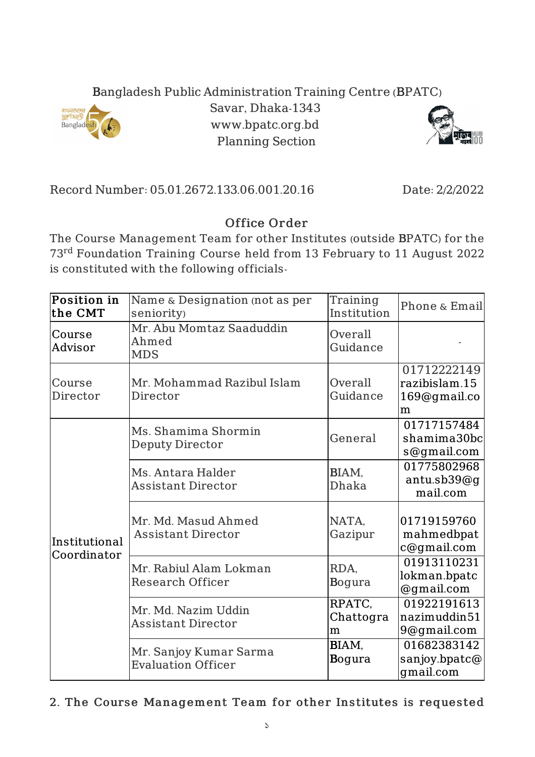Bangladesh Public Administration Training Centre (BPATC)
Savar, Dhaka-1343
www.bpatc.org.bd
Planning Section

Record Number: 05.01.2672.133.06.001.20.16 | Date: 2/2/2022

## Office Order

The Course Management Team for other Institutes (outside BPATC) for the 73rd Foundation Training Course held from 13 February to 11 August 2022 is constituted with the following officials-

| Position in the CMT | Name & Designation (not as per seniority) | Training Institution | Phone & Email |
|---|---|---|---|
| Course Advisor | Mr. Abu Momtaz Saaduddin Ahmed<br>MDS | Overall Guidance | - |
| Course Director | Mr. Mohammad Razibul Islam<br>Director | Overall Guidance | 01712222149<br>razibislam.15169@gmail.com |
| Institutional Coordinator | Ms. Shamima Shormin<br>Deputy Director | General | 01717157484<br>shamima30bcs@gmail.com |
| | Ms. Antara Halder<br>Assistant Director | BIAM, Dhaka | 01775802968<br>antu.sb39@gmail.com |
| | Mr. Md. Masud Ahmed<br>Assistant Director | NATA, Gazipur | 01719159760<br>mahmedbpatc@gmail.com |
| | Mr. Rabiul Alam Lokman<br>Research Officer | RDA, Bogura | 01913110231<br>lokman.bpatc@gmail.com |
| | Mr. Md. Nazim Uddin<br>Assistant Director | RPATC, Chattogram | 01922191613<br>nazimuddin519@gmail.com |
| | Mr. Sanjoy Kumar Sarma<br>Evaluation Officer | BIAM, Bogura | 01682383142<br>sanjoy.bpatc@gmail.com |

2. The Course Management Team for other Institutes is requested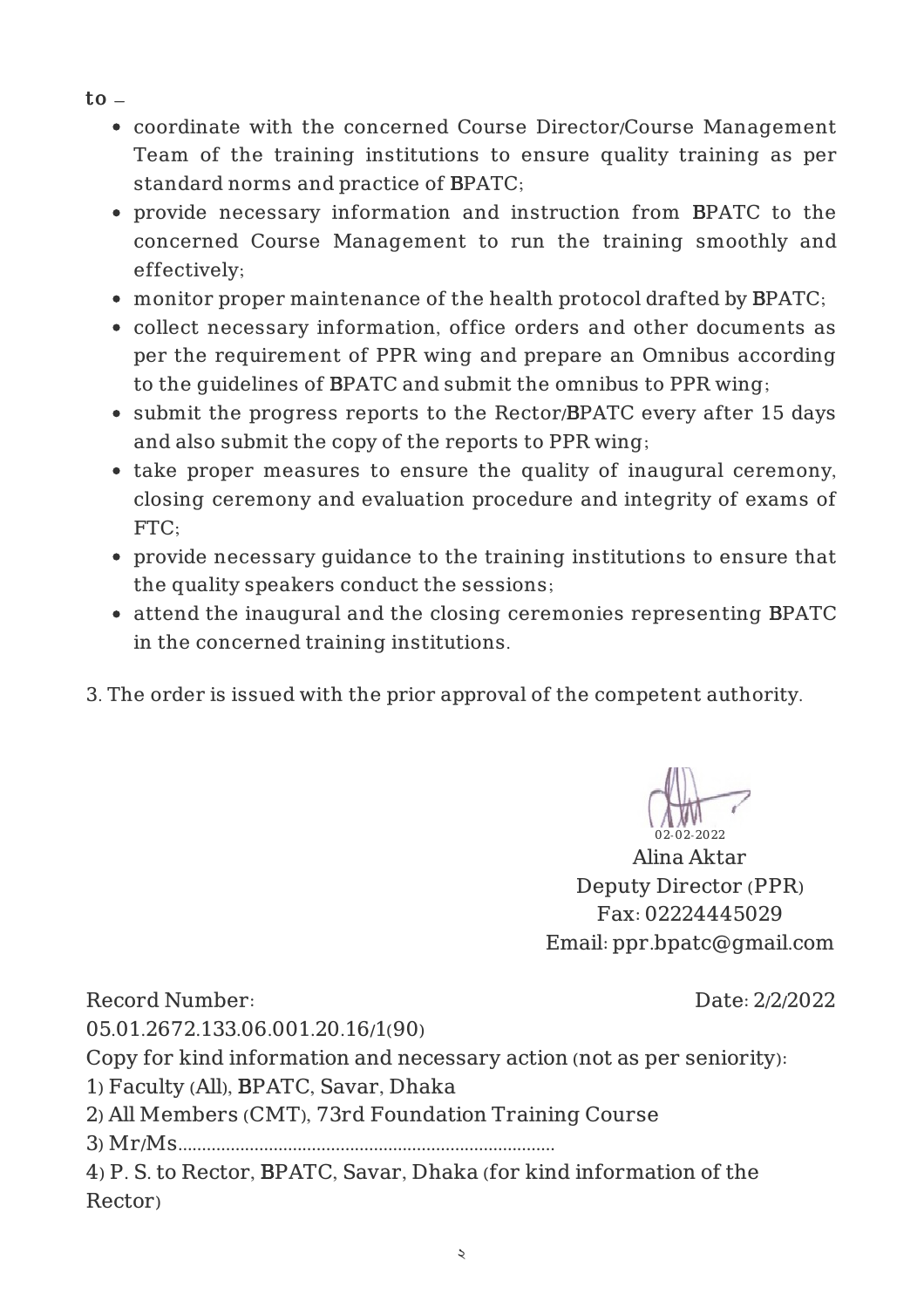to –

- coordinate with the concerned Course Director/Course Management Team of the training institutions to ensure quality training as per standard norms and practice of BPATC;
- provide necessary information and instruction from BPATC to the concerned Course Management to run the training smoothly and effectively;
- monitor proper maintenance of the health protocol drafted by BPATC;
- collect necessary information, office orders and other documents as per the requirement of PPR wing and prepare an Omnibus according to the guidelines of BPATC and submit the omnibus to PPR wing;
- submit the progress reports to the Rector/BPATC every after 15 days and also submit the copy of the reports to PPR wing;
- take proper measures to ensure the quality of inaugural ceremony, closing ceremony and evaluation procedure and integrity of exams of FTC;
- provide necessary guidance to the training institutions to ensure that the quality speakers conduct the sessions;
- attend the inaugural and the closing ceremonies representing BPATC in the concerned training institutions.

3. The order is issued with the prior approval of the competent authority.

02-02-2022
Alina Aktar
Deputy Director (PPR)
Fax: 02224445029
Email: ppr.bpatc@gmail.com

Record Number: 05.01.2672.133.06.001.20.16/1(90)

Date: 2/2/2022

Copy for kind information and necessary action (not as per seniority):

1) Faculty (All), BPATC, Savar, Dhaka
2) All Members (CMT), 73rd Foundation Training Course
3) Mr/Ms..............................................................................
4) P. S. to Rector, BPATC, Savar, Dhaka (for kind information of the Rector)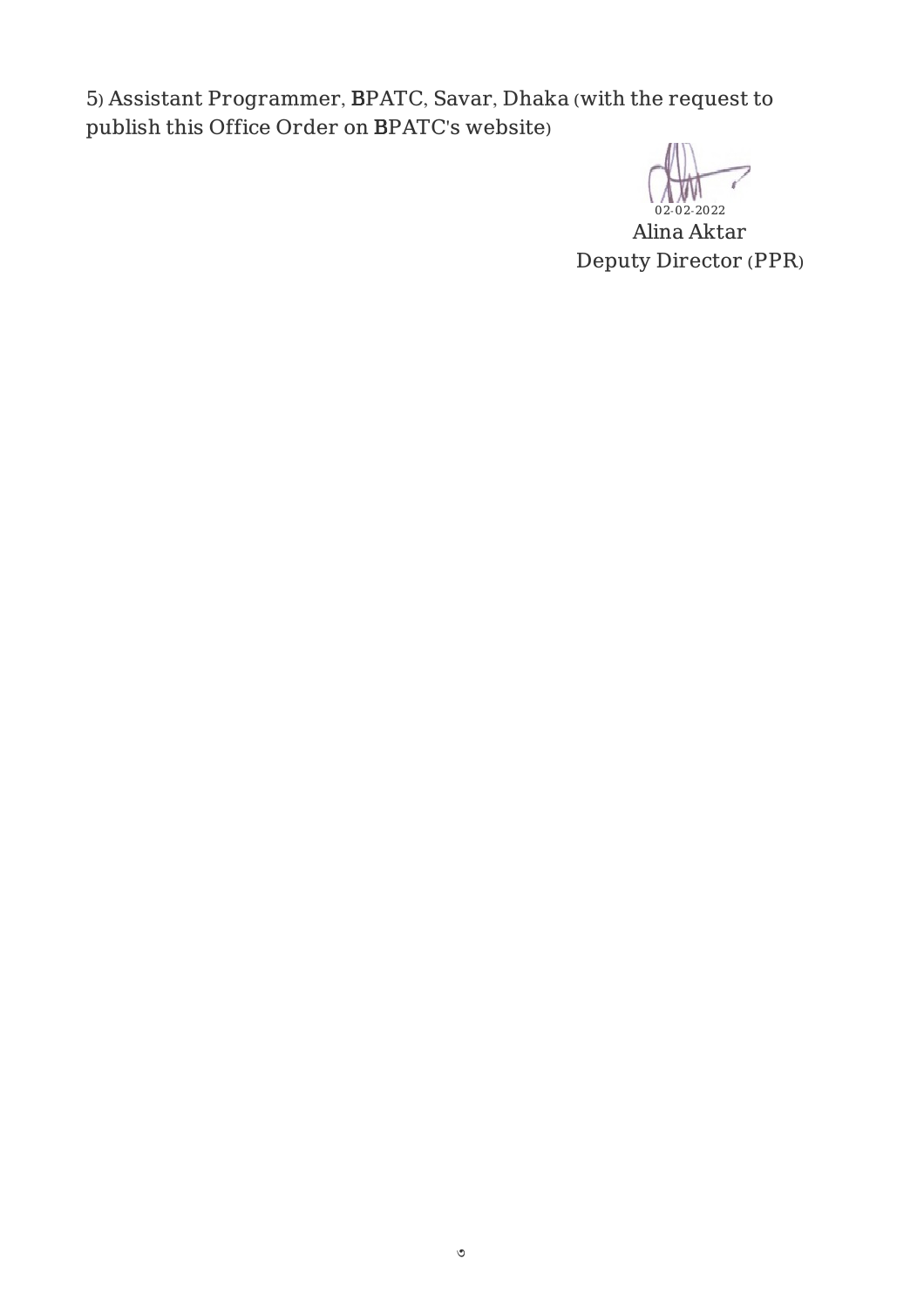5) Assistant Programmer, BPATC, Savar, Dhaka (with the request to publish this Office Order on BPATC's website)

02-02-2022

Alina Aktar

Deputy Director (PPR)